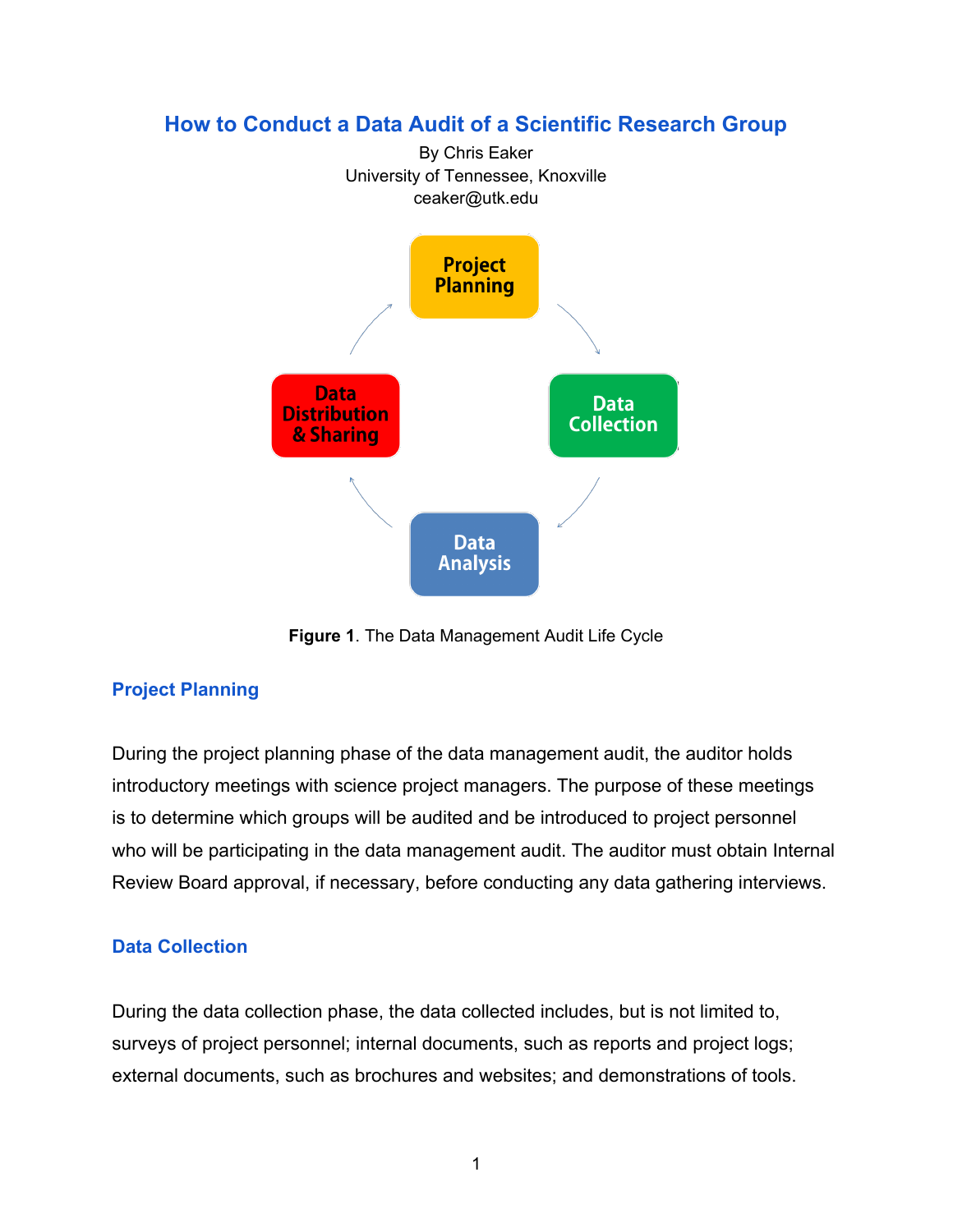# How to Conduct a Data Audit of a Scientific Research Group

By Chris Eaker
University of Tennessee, Knoxville
ceaker@utk.edu

Project Planning

Data Collection

Data Analysis

Data Distribution & Sharing

**Figure 1**. The Data Management Audit Life Cycle

## Project Planning

During the project planning phase of the data management audit, the auditor holds introductory meetings with science project managers. The purpose of these meetings is to determine which groups will be audited and be introduced to project personnel who will be participating in the data management audit. The auditor must obtain Internal Review Board approval, if necessary, before conducting any data gathering interviews.

## Data Collection

During the data collection phase, the data collected includes, but is not limited to, surveys of project personnel; internal documents, such as reports and project logs; external documents, such as brochures and websites; and demonstrations of tools.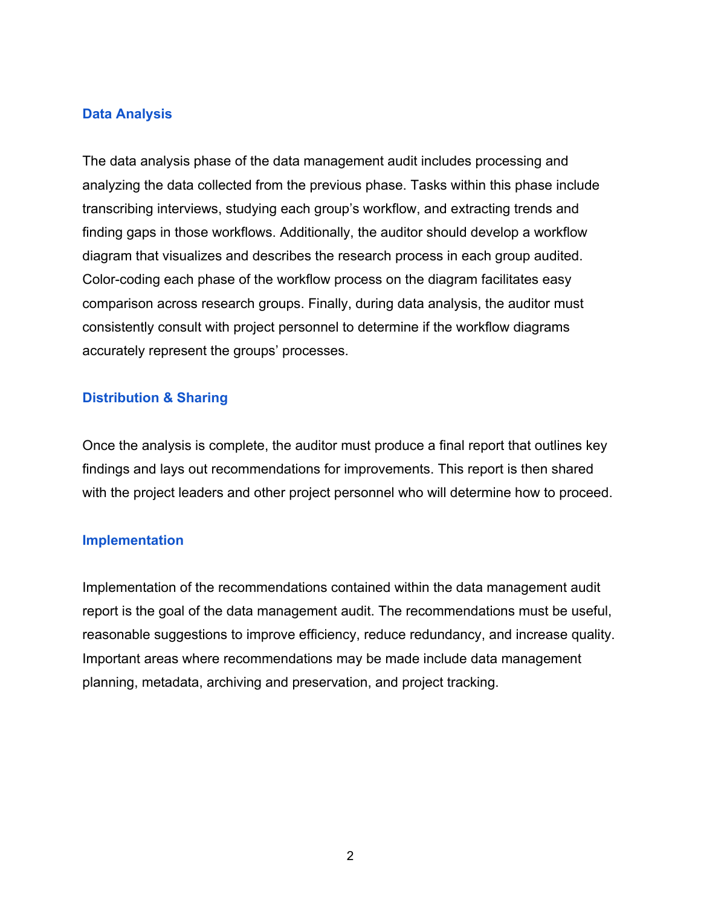### Data Analysis

The data analysis phase of the data management audit includes processing and analyzing the data collected from the previous phase. Tasks within this phase include transcribing interviews, studying each group's workflow, and extracting trends and finding gaps in those workflows. Additionally, the auditor should develop a workflow diagram that visualizes and describes the research process in each group audited. Color-coding each phase of the workflow process on the diagram facilitates easy comparison across research groups. Finally, during data analysis, the auditor must consistently consult with project personnel to determine if the workflow diagrams accurately represent the groups' processes.

### Distribution & Sharing

Once the analysis is complete, the auditor must produce a final report that outlines key findings and lays out recommendations for improvements. This report is then shared with the project leaders and other project personnel who will determine how to proceed.

### Implementation

Implementation of the recommendations contained within the data management audit report is the goal of the data management audit. The recommendations must be useful, reasonable suggestions to improve efficiency, reduce redundancy, and increase quality. Important areas where recommendations may be made include data management planning, metadata, archiving and preservation, and project tracking.